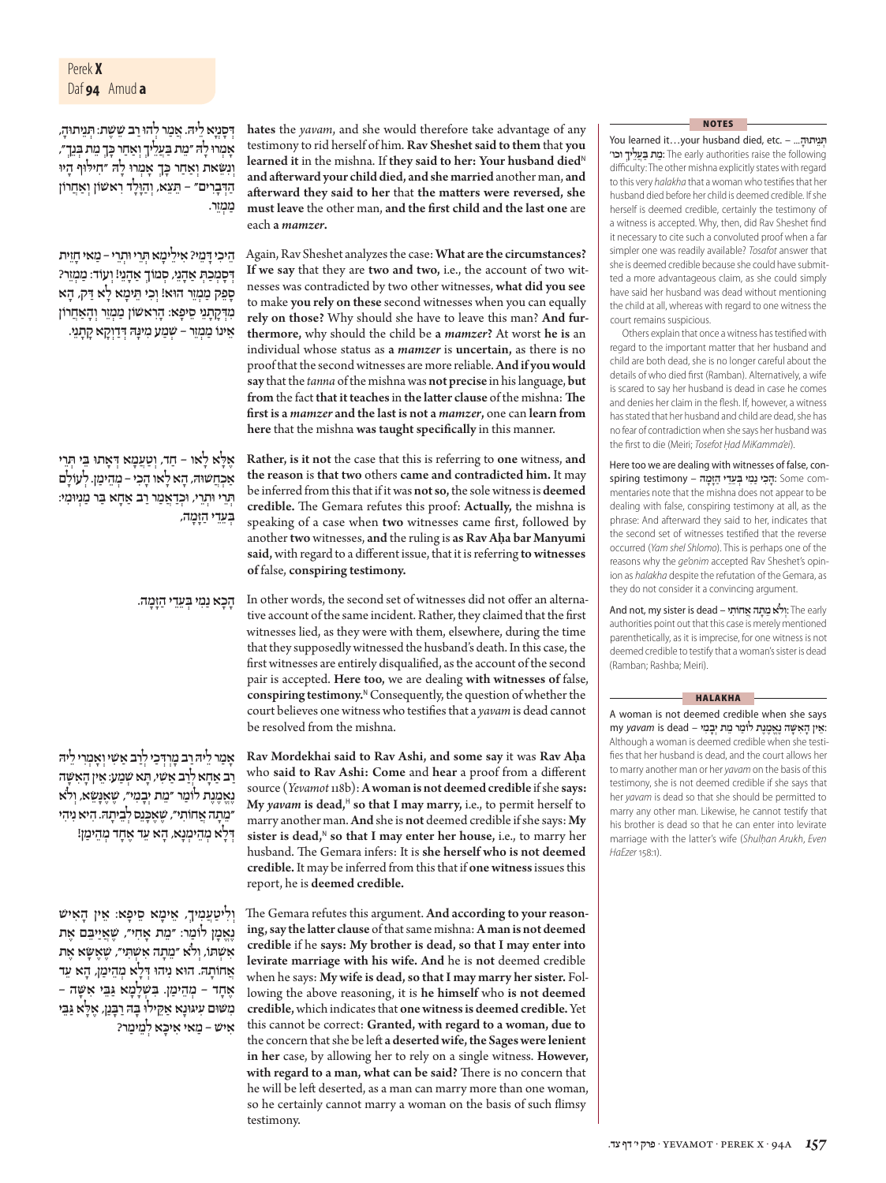דְּסָנְיָא לֵיהּ. אֲמַר לְהוּ רַב שֵׁשֶׁת: תְּנֵיתוּהָ, אָמְרוּ לָהּ ״מֵת בַּעְלִיךְ וְאַחַר כָּךְ מֵת בְּנֵךְ״, וְנִשֵּׂאת וְאַחַר כָּךְ אָמְרוּ לָהּ ״חִילּוּף הָיוּ הַדְּבָרִים״ – תֵּצֵא, וְהַוָּלָד רִאשׁוֹן וְאַחֲרוֹן מַמְזֵר.

**hates** the *yavam*, and she would therefore take advantage of any testimony to rid herself of him. **Rav Sheshet said to them** that **you learned it** in the mishna. If **they said to her: Your husband died**[N] **and afterward your child died, and she married** another man, **and afterward they said to her** that **the matters were reversed, she must leave** the other man, **and the first child and the last one** are each **a** ***mamzer***.

הֵיכִי דָּמֵי? אִילֵּימָא תְּרֵי וּתְרֵי – מַאי חָזֵית דְּסָמְכַתְּ אַהָנֵי, סְמוֹךְ אַהָנֵי! וְעוֹד: מַמְזֵר? סָפֵק מַמְזֵר הוּא! וְכִי תֵּימָא לָא דַּק, הָא מְדְקָתָנֵי סֵיפָא: הָרִאשׁוֹן מַמְזֵר וְהָאַחֲרוֹן אֵינוֹ מַמְזֵר – שְׁמַע מִינַּהּ דְּדַוְקָא קָתָנֵי.

Again, Rav Sheshet analyzes the case: **What are the circumstances? If we say** that they are **two and two,** i.e., the account of two witnesses was contradicted by two other witnesses, **what did you see** to make **you rely on these** second witnesses when you can equally **rely on those?** Why should she have to leave this man? **And furthermore,** why should the child be **a** ***mamzer***? At worst **he is** an individual whose status as **a** ***mamzer*** is **uncertain,** as there is no proof that the second witnesses are more reliable. **And if you would say** that the *tanna* of the mishna was **not precise** in his language, **but from** the fact **that it teaches** in **the latter clause** of the mishna: **The first is a** ***mamzer*** **and the last is not a** ***mamzer***, one can **learn from here** that the mishna **was taught specifically** in this manner.

אֶלָּא לָאו – חַד, וְטַעְמָא דְּאָתוּ בֵּי תְרֵי אַכְחֲשׁוּהּ, הָא לָאו הָכִי – מְהֵימַן. לְעוֹלָם תְּרֵי וּתְרֵי, וּכְדַאֲמַר רַב אַחָא בַּר מָנְיוּמֵי: בְּעֵדֵי הֲזָמָה,

**Rather, is it not** the case that this is referring to **one** witness, **and the reason** is **that two** others **came and contradicted him.** It may be inferred from this that if it was **not so,** the sole witness is **deemed credible.** The Gemara refutes this proof: **Actually,** the mishna is speaking of a case when **two** witnesses came first, followed by another **two** witnesses, **and** the ruling is **as Rav Aḥa bar Manyumi said,** with regard to a different issue, that it is referring **to witnesses of** false, **conspiring testimony.**

הָכָא נַמִי בְּעֵדֵי הֲזָמָה.

In other words, the second set of witnesses did not offer an alternative account of the same incident. Rather, they claimed that the first witnesses lied, as they were with them, elsewhere, during the time that they supposedly witnessed the husband's death. In this case, the first witnesses are entirely disqualified, as the account of the second pair is accepted. **Here too,** we are dealing **with witnesses of** false, **conspiring testimony.**[N] Consequently, the question of whether the court believes one witness who testifies that a *yavam* is dead cannot be resolved from the mishna.

אֲמַר לֵיהּ רַב מָרְדֳּכַי לְרַב אָשֵׁי וְאָמְרִי לַהּ רַב אַחָא לְרַב אָשֵׁי, תָּא שְׁמַע: אֵין הָאִשָּׁה נֶאֱמֶנֶת לוֹמַר ״מֵת יְבָמִי״, שֶׁאֶנָּשֵׂא, וְלֹא ״מֵתָה אֲחוֹתִי״, שֶׁאֶכָּנֵס לְבֵיתָהּ. הִיא נִיהִי דְּלָא מְהֵימְנָא, הָא עֵד אֶחָד מְהֵימַן!

**Rav Mordekhai said to Rav Ashi, and some say** it was **Rav Aḥa** who **said to Rav Ashi: Come** and **hear** a proof from a different source (*Yevamot* 118b): **A woman is not deemed credible** if she **says: My** ***yavam*** **is dead,**[H] **so that I may marry,** i.e., to permit herself to marry another man. **And** she is **not** deemed credible if she says: **My sister is dead,**[N] **so that I may enter her house,** i.e., to marry her husband. The Gemara infers: It is **she herself who is not deemed credible.** It may be inferred from this that if **one witness** issues this report, he is **deemed credible.**

וְלִיטַעְמִיךְ, אֵימָא סֵיפָא: אֵין הָאִישׁ נֶאֱמָן לוֹמַר: ״מֵת אָחִי״, שֶׁאֲיַיבֵּם אֶת אִשְׁתּוֹ, וְלֹא ״מֵתָה אִשְׁתִּי״, שֶׁאֶשָּׂא אֶת אֲחוֹתָהּ. הוּא נִיהוּ דְּלָא מְהֵימַן, הָא עֵד אֶחָד – מְהֵימַן. בִּשְׁלָמָא גַּבֵּי אִשָּׁה – מִשּׁוּם עִיגּוּנָא אַקִּילוּ בַּהּ רַבָּנַן, אֶלָּא גַּבֵּי אִישׁ – מַאי אִיכָּא לְמֵימַר?

The Gemara refutes this argument. **And according to your reasoning, say the latter clause** of that same mishna: **A man is not deemed credible** if he **says: My brother is dead, so that I may enter into levirate marriage with his wife. And** he is **not** deemed credible when he says: **My wife is dead, so that I may marry her sister.** Following the above reasoning, it is **he himself** who **is not deemed credible,** which indicates that **one witness is deemed credible.** Yet this cannot be correct: **Granted, with regard to a woman, due to** the concern that she be left **a deserted wife, the Sages were lenient in her** case, by allowing her to rely on a single witness. **However, with regard to a man, what can be said?** There is no concern that he will be left deserted, as a man can marry more than one woman, so he certainly cannot marry a woman on the basis of such flimsy testimony.

## NOTES

**You learned it…your husband died, etc.** – תְּנֵיתוּהָ...מֵת בַּעְלִיךְ וכו׳: The early authorities raise the following difficulty: The other mishna explicitly states with regard to this very *halakha* that a woman who testifies that her husband died before her child is deemed credible. If she herself is deemed credible, certainly the testimony of a witness is accepted. Why, then, did Rav Sheshet find it necessary to cite such a convoluted proof when a far simpler one was readily available? *Tosafot* answer that she is deemed credible because she could have submitted a more advantageous claim, as she could simply have said her husband was dead without mentioning the child at all, whereas with regard to one witness the court remains suspicious.

Others explain that once a witness has testified with regard to the important matter that her husband and child are both dead, she is no longer careful about the details of who died first (Ramban). Alternatively, a wife is scared to say her husband is dead in case he comes and denies her claim in the flesh. If, however, a witness has stated that her husband and child are dead, she has no fear of contradiction when she says her husband was the first to die (Meiri; *Tosefot Ḥad MiKamma'ei*).

**Here too we are dealing with witnesses of false, conspiring testimony** – הָכָא נַמִי בְּעֵדֵי הֲזָמָה: Some commentaries note that the mishna does not appear to be dealing with false, conspiring testimony at all, as the phrase: And afterward they said to her, indicates that the second set of witnesses testified that the reverse occurred (*Yam shel Shlomo*). This is perhaps one of the reasons why the *ge'onim* accepted Rav Sheshet's opinion as *halakha* despite the refutation of the Gemara, as they do not consider it a convincing argument.

**And not, my sister is dead** – וְלֹא מֵתָה אֲחוֹתִי: The early authorities point out that this case is merely mentioned parenthetically, as it is imprecise, for one witness is not deemed credible to testify that a woman's sister is dead (Ramban; Rashba; Meiri).

## HALAKHA

**A woman is not deemed credible when she says my** ***yavam*** **is dead** – אֵין הָאִשָּׁה נֶאֱמֶנֶת לוֹמַר מֵת יְבָמִי: Although a woman is deemed credible when she testifies that her husband is dead, and the court allows her to marry another man or her *yavam* on the basis of this testimony, she is not deemed credible if she says that her *yavam* is dead so that she should be permitted to marry any other man. Likewise, he cannot testify that his brother is dead so that he can enter into levirate marriage with the latter's wife (*Shulḥan Arukh*, *Even HaEzer* 158:1).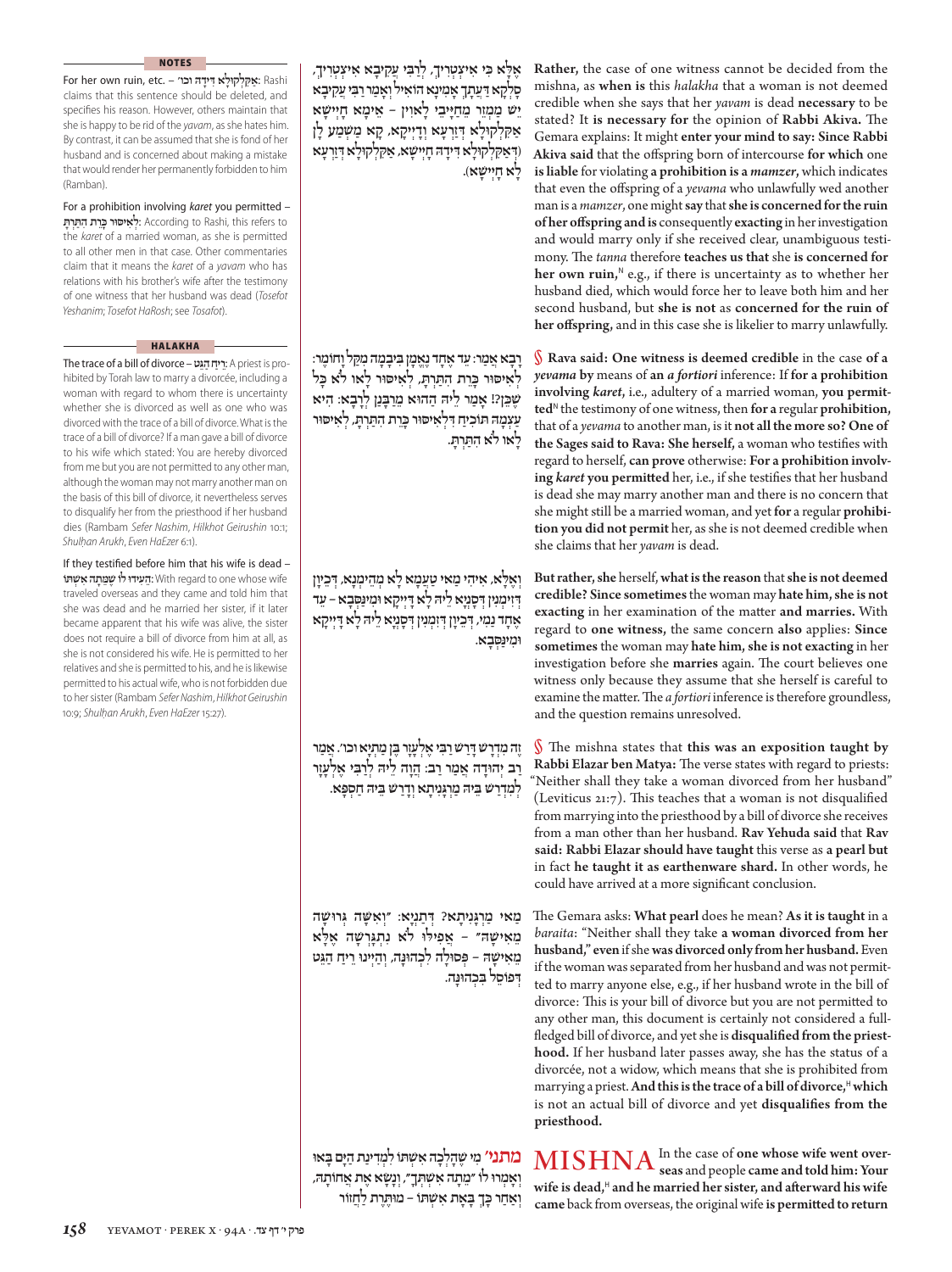## NOTES

For her own ruin, etc. – **אַקִּלְקוּלָא דִּידָהּ וכו׳**: Rashi claims that this sentence should be deleted, and specifies his reason. However, others maintain that she is happy to be rid of the *yavam*, as she hates him. By contrast, it can be assumed that she is fond of her husband and is concerned about making a mistake that would render her permanently forbidden to him (Ramban).

For a prohibition involving *karet* you permitted – **לְאִיסּוּר כָּרֵת הִתַּרְתָּ**: According to Rashi, this refers to the *karet* of a married woman, as she is permitted to all other men in that case. Other commentaries claim that it means the *karet* of a *yavam* who has relations with his brother's wife after the testimony of one witness that her husband was dead (*Tosefot Yeshanim*; *Tosefot HaRosh*; see *Tosafot*).

## HALAKHA

The trace of a bill of divorce – **רֵיחַ הַגֵּט**: A priest is prohibited by Torah law to marry a divorcée, including a woman with regard to whom there is uncertainty whether she is divorced as well as one who was divorced with the trace of a bill of divorce. What is the trace of a bill of divorce? If a man gave a bill of divorce to his wife which stated: You are hereby divorced from me but you are not permitted to any other man, although the woman may not marry another man on the basis of this bill of divorce, it nevertheless serves to disqualify her from the priesthood if her husband dies (Rambam *Sefer Nashim*, *Hilkhot Geirushin* 10:1; *Shulḥan Arukh*, *Even HaEzer* 6:1).

If they testified before him that his wife is dead – **הֵעִידוּ לוֹ שֶׁמֵּתָה אִשְׁתּוֹ**: With regard to one whose wife traveled overseas and they came and told him that she was dead and he married her sister, if it later became apparent that his wife was alive, the sister does not require a bill of divorce from him at all, as she is not considered his wife. He is permitted to her relatives and she is permitted to his, and he is likewise permitted to his actual wife, who is not forbidden due to her sister (Rambam *Sefer Nashim*, *Hilkhot Geirushin* 10:9; *Shulḥan Arukh*, *Even HaEzer* 15:27).

---

אֶלָּא כִּי אִיצְטְרִיךְ, לְרַבִּי עֲקִיבָא אִיצְטְרִיךְ, סָלְקָא דַּעְתָּךְ אָמִינָא הוֹאִיל וְאָמַר רַבִּי עֲקִיבָא יֵשׁ מַמְזֵר מֵחַיָּיבֵי לָאוִין – אֵימָא חָיְישָׁא אַקִּלְקוּלָא דְּזַרְעָא וְדַיְיקָא, קָא מַשְׁמַע לָן (דְּאַקִּלְקוּלָא דִּידָהּ חָיְישָׁא, אַקִּלְקוּלָא דְּזַרְעָא לָא חָיְישָׁא).

**Rather,** the case of one witness cannot be decided from the mishna, as **when is** this *halakha* that a woman is not deemed credible when she says that her *yavam* is dead **necessary** to be stated? It **is necessary for** the opinion of **Rabbi Akiva.** The Gemara explains: It might **enter your mind to say: Since Rabbi Akiva said** that the offspring born of intercourse **for which** one **is liable** for violating **a prohibition is a** *mamzer*, which indicates that even the offspring of a *yevama* who unlawfully wed another man is a *mamzer*, one might **say** that **she is concerned for the ruin of her offspring and is** consequently **exacting** in her investigation and would marry only if she received clear, unambiguous testimony. The *tanna* therefore **teaches us that** she **is concerned for her own ruin,**[N] e.g., if there is uncertainty as to whether her husband died, which would force her to leave both him and her second husband, but **she is not** as **concerned for the ruin of her offspring,** and in this case she is likelier to marry unlawfully.

רָבָא אָמַר: עֵד אֶחָד נֶאֱמָן בִּיבָמָה מִקַּל וָחוֹמֶר: לְאִיסּוּר כָּרֵת הִתַּרְתָּ, לְאִיסּוּר לָאו לֹא כׇּל שֶׁכֵּן?! אָמַר לֵיהּ הַהוּא מֵרַבָּנַן לְרָבָא: הִיא עַצְמָהּ תּוֹכִיחַ דִּלְאִיסּוּר כָּרֵת הִתַּרְתָּ, לְאִיסּוּר לָאו לֹא הִתַּרְתָּ.

§ **Rava said: One witness is deemed credible** in the case **of a** *yevama* by means of **an** *a fortiori* inference: If **for a prohibition involving** *karet*, i.e., adultery of a married woman, **you permitted**[N] the testimony of one witness, then **for a** regular **prohibition,** that of a *yevama* to another man, is it **not all the more so? One of the Sages said to Rava: She herself,** a woman who testifies with regard to herself, **can prove** otherwise: **For a prohibition involving** *karet* **you permitted** her, i.e., if she testifies that her husband is dead she may marry another man and there is no concern that she might still be a married woman, and yet **for a** regular **prohibition you did not permit** her, as she is not deemed credible when she claims that her *yavam* is dead.

וְאֶלָּא, אִיהִי מַאי טַעְמָא לָא מְהֵימְנָא, דְּכֵיוָן דְּזִימְנִין דְּסָנְיָא לֵיהּ לָא דָּיְיקָא וּמִינַּסְבָא – עֵד אֶחָד נַמִי, דְּכֵיוָן דְּזִימְנִין דְּסָנְיָא לֵיהּ לָא דָּיְיקָא וּמִינַּסְבָא.

**But rather,** she herself, **what is the reason** that **she is not deemed credible? Since sometimes** the woman may **hate him, she is not exacting** in her examination of the matter **and marries.** With regard to **one witness,** the same concern **also** applies: **Since sometimes** the woman may **hate him, she is not exacting** in her investigation before she **marries** again. The court believes one witness only because they assume that she herself is careful to examine the matter. The *a fortiori* inference is therefore groundless, and the question remains unresolved.

זֶה מִדְרָשׁ דָּרַשׁ רַבִּי אֶלְעָזָר בֶּן מַתְיָא וכו׳. אָמַר רַב יְהוּדָה אָמַר רַב: הֲוָה לֵיהּ לְרַבִּי אֶלְעָזָר לְמִדְרַשׁ בֵּיהּ מַרְגָּנִיתָא וְדָרַשׁ בֵּיהּ חַסְפָּא.

§ The mishna states that **this was an exposition taught by Rabbi Elazar ben Matya:** The verse states with regard to priests: "Neither shall they take a woman divorced from her husband" (Leviticus 21:7). This teaches that a woman is not disqualified from marrying into the priesthood by a bill of divorce she receives from a man other than her husband. **Rav Yehuda said** that **Rav said: Rabbi Elazar should have taught** this verse as **a pearl but** in fact **he taught it as earthenware shard.** In other words, he could have arrived at a more significant conclusion.

מַאי מַרְגָּנִיתָא? דְּתַנְיָא: ״וְאִשָּׁה גְּרוּשָׁה מֵאִישָׁהּ״ – אֲפִילּוּ לֹא נִתְגָּרְשָׁה אֶלָּא מֵאִישָׁהּ – פְּסוּלָה לִכְהוּנָּה, וְהַיְינוּ רֵיחַ הַגֵּט דְּפוֹסֵל בִּכְהוּנָּה.

The Gemara asks: **What pearl** does he mean? **As it is taught** in a *baraita*: "Neither shall they take **a woman divorced from her husband,"** even if she **was divorced only from her husband.** Even if the woman was separated from her husband and was not permitted to marry anyone else, e.g., if her husband wrote in the bill of divorce: This is your bill of divorce but you are not permitted to any other man, this document is certainly not considered a full-fledged bill of divorce, and yet she is **disqualified from the priesthood.** If her husband later passes away, she has the status of a divorcée, not a widow, which means that she is prohibited from marrying a priest. **And this is the trace of a bill of divorce,**[H] which is not an actual bill of divorce and yet **disqualifies from the priesthood.**

**מתני׳** מִי שֶׁהָלְכָה אִשְׁתּוֹ לִמְדִינַת הַיָּם בָּאוּ וְאָמְרוּ לוֹ ״מֵתָה אִשְׁתְּךָ״, וְנָשָׂא אֶת אֲחוֹתָהּ, וְאַחַר כָּךְ בָּאת אִשְׁתּוֹ – מוּתֶּרֶת לַחֲזוֹר

**MISHNA** In the case of **one whose wife went overseas** and people **came and told him: Your wife is dead,**[H] **and he married her sister, and afterward his wife came** back from overseas, the original wife **is permitted to return**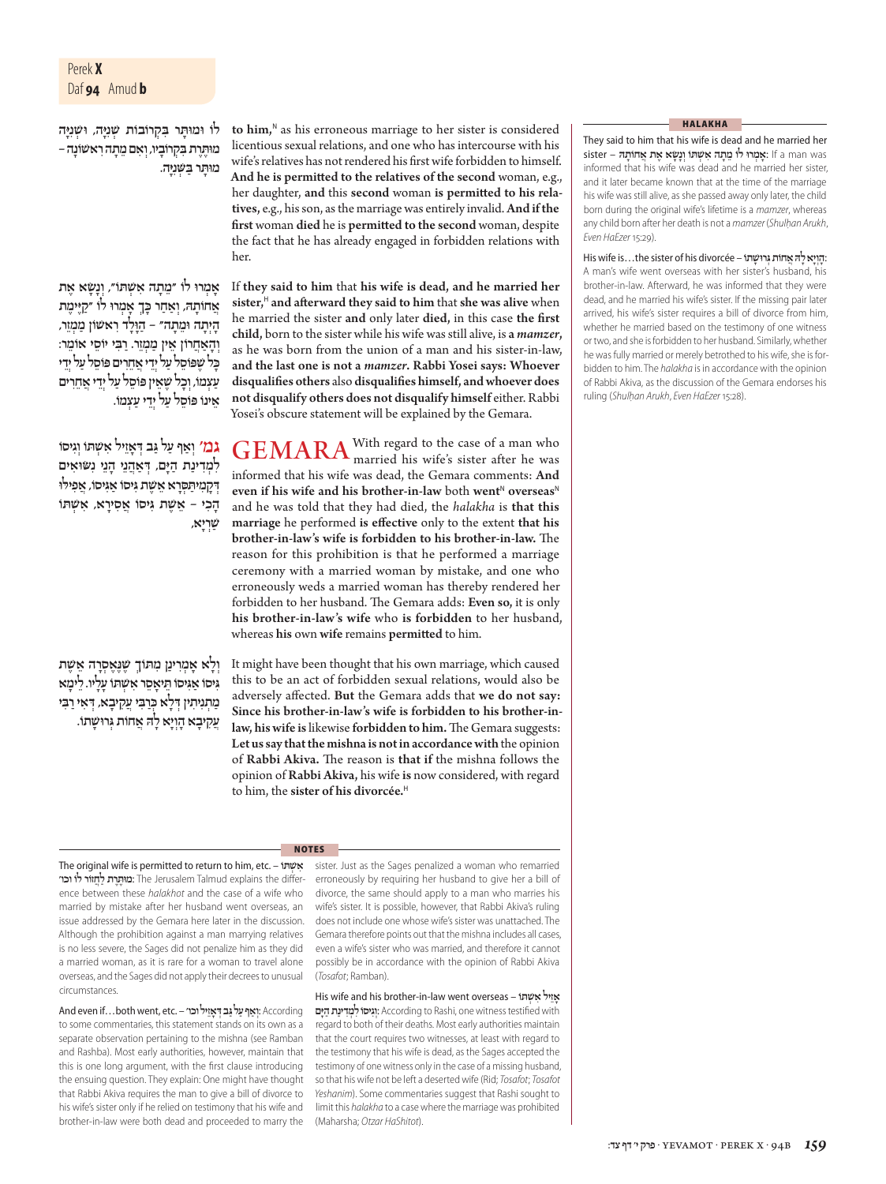לוֹ וּמוּתָּר בִּקְרוֹבוֹת שְׁנִיָּה, וּשְׁנִיָּה מוּתֶּרֶת בִּקְרוֹבָיו, וְאִם מֵתָה רִאשׁוֹנָה – מוּתָּר בִּשְׁנִיָּה.

**to him,**[N] as his erroneous marriage to her sister is considered licentious sexual relations, and one who has intercourse with his wife's relatives has not rendered his first wife forbidden to himself. **And he is permitted to the relatives of the second** woman, e.g., her daughter, **and** this **second** woman **is permitted to his relatives,** e.g., his son, as the marriage was entirely invalid. **And if the first** woman **died** he is **permitted to the second** woman, despite the fact that he has already engaged in forbidden relations with her.

אָמְרוּ לוֹ ״מֵתָה אִשְׁתּוֹ״, וְנָשָׂא אֶת אֲחוֹתָהּ, וְאַחַר כָּךְ אָמְרוּ לוֹ ״קַיֶּימֶת הָיְתָה וּמֵתָה״ – הַוָּלָד רִאשׁוֹן מַמְזֵר, וְהָאַחֲרוֹן אֵין מַמְזֵר. רַבִּי יוֹסֵי אוֹמֵר: כׇּל שֶׁפּוֹסֵל עַל יְדֵי אֲחֵרִים פּוֹסֵל עַל יְדֵי עַצְמוֹ, וְכׇל שֶׁאֵין פּוֹסֵל עַל יְדֵי אֲחֵרִים אֵינוֹ פּוֹסֵל עַל יְדֵי עַצְמוֹ.

If **they said to him** that **his wife is dead, and he married her sister,**[H] **and afterward they said to him** that **she was alive** when he married the sister **and** only later **died,** in this case **the first child,** born to the sister while his wife was still alive, is **a** ***mamzer***, as he was born from the union of a man and his sister-in-law, **and the last one is not a** ***mamzer***. **Rabbi Yosei says: Whoever disqualifies others** also **disqualifies himself, and whoever does not disqualify others does not disqualify himself** either. Rabbi Yosei's obscure statement will be explained by the Gemara.

**גמ׳** וְאַף עַל גַּב דְּאָזֵיל אִשְׁתּוֹ וְגִיסוֹ לִמְדִינַת הַיָּם, דְּאַהֲנֵי הָנֵי נִשּׂוּאִים דְּקָמִיתַּסְרָא אֵשֶׁת גִּיסוֹ אַגִּיסוֹ, אֲפִילּוּ הָכִי – אֵשֶׁת גִּיסוֹ אֲסִירָא, אִשְׁתּוֹ שַׁרְיָא.

**GEMARA** With regard to the case of a man who married his wife's sister after he was informed that his wife was dead, the Gemara comments: **And even if his wife and his brother-in-law** both **went**[N] **overseas**[N] and he was told that they had died, the *halakha* is **that this marriage** he performed **is effective** only to the extent **that his brother-in-law's wife is forbidden to his brother-in-law.** The reason for this prohibition is that he performed a marriage ceremony with a married woman by mistake, and one who erroneously weds a married woman has thereby rendered her forbidden to her husband. The Gemara adds: **Even so,** it is only **his brother-in-law's wife** who **is forbidden** to her husband, whereas **his** own **wife** remains **permitted** to him.

וְלָא אָמְרִינַן מִתּוֹךְ שֶׁנֶּאֶסְרָה אֵשֶׁת גִּיסוֹ אַגִּיסוֹ תֵּיאָסֵר אִשְׁתּוֹ עָלָיו. לֵימָא מַתְנִיתִין דְּלָא כְּרַבִּי עֲקִיבָא, דְּאִי רַבִּי עֲקִיבָא הָוְיָא לַהּ אֲחוֹת גְּרוּשָׁתוֹ.

It might have been thought that his own marriage, which caused this to be an act of forbidden sexual relations, would also be adversely affected. **But** the Gemara adds that **we do not say: Since his brother-in-law's wife is forbidden to his brother-in-law, his wife is** likewise **forbidden to him.** The Gemara suggests: **Let us say that the mishna is not in accordance with** the opinion of **Rabbi Akiva.** The reason is **that if** the mishna follows the opinion of **Rabbi Akiva,** his wife **is** now considered, with regard to him, the **sister of his divorcée.**[H]

### HALAKHA

They said to him that his wife is dead and he married her sister – אָמְרוּ לוֹ מֵתָה אִשְׁתּוֹ וְנָשָׂא אֶת אֲחוֹתָהּ: If a man was informed that his wife was dead and he married her sister, and it later became known that at the time of the marriage his wife was still alive, as she passed away only later, the child born during the original wife's lifetime is a *mamzer*, whereas any child born after her death is not a *mamzer* (*Shulḥan Arukh*, *Even HaEzer* 15:29).

His wife is…the sister of his divorcée – הָוְיָא לַהּ אֲחוֹת גְּרוּשָׁתוֹ: A man's wife went overseas with her sister's husband, his brother-in-law. Afterward, he was informed that they were dead, and he married his wife's sister. If the missing pair later arrived, his wife's sister requires a bill of divorce from him, whether he married based on the testimony of one witness or two, and she is forbidden to her husband. Similarly, whether he was fully married or merely betrothed to his wife, she is forbidden to him. The *halakha* is in accordance with the opinion of Rabbi Akiva, as the discussion of the Gemara endorses his ruling (*Shulḥan Arukh*, *Even HaEzer* 15:28).

### NOTES

The original wife is permitted to return to him, etc. – אִשְׁתּוֹ מוּתֶּרֶת לַחֲזוֹר לוֹ וכו׳: The Jerusalem Talmud explains the difference between these *halakhot* and the case of a wife who married by mistake after her husband went overseas, an issue addressed by the Gemara here later in the discussion. Although the prohibition against a man marrying relatives is no less severe, the Sages did not penalize him as they did a married woman, as it is rare for a woman to travel alone overseas, and the Sages did not apply their decrees to unusual circumstances.

And even if…both went, etc. – וְאַף עַל גַּב דְּאָזֵיל וכו׳: According to some commentaries, this statement stands on its own as a separate observation pertaining to the mishna (see Ramban and Rashba). Most early authorities, however, maintain that this is one long argument, with the first clause introducing the ensuing question. They explain: One might have thought that Rabbi Akiva requires the man to give a bill of divorce to his wife's sister only if he relied on testimony that his wife and brother-in-law were both dead and proceeded to marry the sister. Just as the Sages penalized a woman who remarried erroneously by requiring her husband to give her a bill of divorce, the same should apply to a man who marries his wife's sister. It is possible, however, that Rabbi Akiva's ruling does not include one whose wife's sister was unattached. The Gemara therefore points out that the mishna includes all cases, even a wife's sister who was married, and therefore it cannot possibly be in accordance with the opinion of Rabbi Akiva (*Tosafot*; Ramban).

His wife and his brother-in-law went overseas – אָזֵיל אִשְׁתּוֹ וְגִיסוֹ לִמְדִינַת הַיָּם: According to Rashi, one witness testified with regard to both of their deaths. Most early authorities maintain that the court requires two witnesses, at least with regard to the testimony that his wife is dead, as the Sages accepted the testimony of one witness only in the case of a missing husband, so that his wife not be left a deserted wife (Rid; *Tosafot*; *Tosafot Yeshanim*). Some commentaries suggest that Rashi sought to limit this *halakha* to a case where the marriage was prohibited (Maharsha; *Otzar HaShitot*).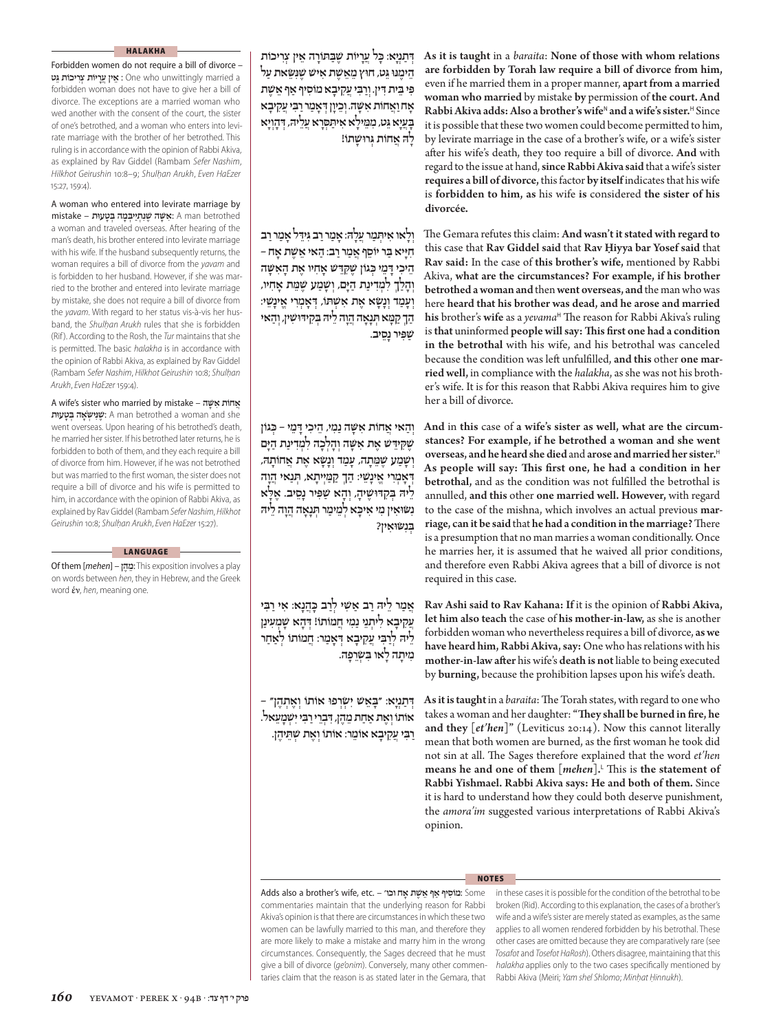דְּתַנְיָא: כׇּל עֲרָיוֹת שֶׁבַּתּוֹרָה אֵין צְרִיכוֹת הֵימֶנּוּ גֵּט, חוּץ מֵאֵשֶׁת אִישׁ שֶׁנִּשֵּׂאת עַל פִּי בֵּית דִּין. וְרַבִּי עֲקִיבָא מוֹסִיף אַף אֵשֶׁת אָח וַאֲחוֹת אִשָּׁה. וְכֵיוָן דְּאָמַר רַבִּי עֲקִיבָא בָּעֲיָא גֵּט, מִמֵּילָא אִיתַּסְרָא עֲלֵיהּ, דַּהֲוָיָא לַהּ אֲחוֹת גְּרוּשָׁתוֹ!

**As it is taught** in a *baraita*: **None of those with whom relations are forbidden by Torah law require a bill of divorce from him,** even if he married them in a proper manner, **apart from a married woman who married** by mistake **by** permission of **the court. And Rabbi Akiva adds: Also a brother's wife**[N] **and a wife's sister.**[H] Since it is possible that these two women could become permitted to him, by levirate marriage in the case of a brother's wife, or a wife's sister after his wife's death, they too require a bill of divorce. **And** with regard to the issue at hand, **since Rabbi Akiva said** that a wife's sister **requires a bill of divorce,** this factor **by itself** indicates that his wife is **forbidden to him, as** his wife **is** considered **the sister of his divorcée.**

וְלָאו אִיתְּמַר עֲלַהּ: אָמַר רַב גִּידֵּל אָמַר רַב חִיָּיא בַּר יוֹסֵף אָמַר רַב: הַאי אֵשֶׁת אָח – הֵיכִי דָמֵי? כְּגוֹן שֶׁקִּידֵּשׁ אָחִיו אֶת הָאִשָּׁה וְהָלַךְ לִמְדִינַת הַיָּם, וְשָׁמַע שֶׁמֵּת אָחִיו, וְעָמַד וְנָשָׂא אֶת אִשְׁתּוֹ, דְּאָמְרִי אִינָשֵׁי: הַךְ קַמָּא תְּנָאָה הֲוָה לֵיהּ בְּקִידּוּשִׁין, וְהַאי שַׁפִּיר נְסֵיב.

The Gemara refutes this claim: **And wasn't it stated with regard to** this case that **Rav Giddel said** that **Rav Ḥiyya bar Yosef said** that **Rav said:** In the case of **this brother's wife,** mentioned by Rabbi Akiva, **what are the circumstances? For example, if his brother betrothed a woman and** then **went overseas, and** the man who was here **heard that his brother was dead, and he arose and married his** brother's **wife** as a *yevama*[H] The reason for Rabbi Akiva's ruling is **that** uninformed **people will say: This first one had a condition in the betrothal** with his wife, and his betrothal was canceled because the condition was left unfulfilled, **and this** other **one married well,** in compliance with the *halakha*, as she was not his brother's wife. It is for this reason that Rabbi Akiva requires him to give her a bill of divorce.

וְהַאי אֲחוֹת אִשָּׁה נַמִי, הֵיכִי דָמֵי – כְּגוֹן שֶׁקִּידֵּשׁ אֶת אִשָּׁה וְהָלְכָה לִמְדִינַת הַיָּם וְשָׁמַע שֶׁמֵּתָה, עָמַד וְנָשָׂא אֶת אֲחוֹתָהּ, דְּאָמְרִי אִינָשֵׁי: הַךְ קַמַּיְיתָא, תְּנַאי הֲוָה לֵיהּ בְּקִדּוּשֶׁיהָ, וְהָא שַׁפִּיר נְסֵיב. אֶלָּא נִשּׂוּאִין מִי אִיכָּא לְמֵימַר תְּנָאָה הֲוָה לֵיהּ בְּנִשּׂוּאִין?

**And** in **this** case of **a wife's sister as well, what are the circumstances? For example, if he betrothed a woman and she went overseas, and he heard she died** and **arose and married her sister.**[H] **As people will say: This first one, he had a condition in her betrothal,** and as the condition was not fulfilled the betrothal is annulled, **and this** other **one married well. However,** with regard to the case of the mishna, which involves an actual previous **marriage, can it be said** that **he had a condition in the marriage?** There is a presumption that no man marries a woman conditionally. Once he marries her, it is assumed that he waived all prior conditions, and therefore even Rabbi Akiva agrees that a bill of divorce is not required in this case.

אֲמַר לֵיהּ רַב אָשֵׁי לְרַב כָּהֲנָא: אִי רַבִּי עֲקִיבָא לִיתְנֵי נַמִי חֲמוֹתוֹ! דְּהָא שָׁמְעִינַן לֵיהּ לְרַבִּי עֲקִיבָא דְּאָמַר: חֲמוֹתוֹ לְאַחַר מִיתָה לָאו בִּשְׂרֵפָה.

**Rav Ashi said to Rav Kahana: If** it is the opinion of **Rabbi Akiva, let him also teach** the case of **his mother-in-law,** as she is another forbidden woman who nevertheless requires a bill of divorce, **as we have heard him, Rabbi Akiva, say:** One who has relations with his **mother-in-law after** his wife's **death is not** liable to being executed by **burning,** because the prohibition lapses upon his wife's death.

דְּתַנְיָא: "בָּאֵשׁ יִשְׂרְפוּ אוֹתוֹ וְאֶתְהֶן" – אוֹתוֹ וְאֶת אַחַת מֵהֶן, דִּבְרֵי רַבִּי יִשְׁמָעֵאל. רַבִּי עֲקִיבָא אוֹמֵר: אוֹתוֹ וְאֶת שְׁתֵּיהֶן.

**As it is taught** in a *baraita*: The Torah states, with regard to one who takes a woman and her daughter: **"They shall be burned in fire, he and they** [*et'hen*]**"** (Leviticus 20:14). Now this cannot literally mean that both women are burned, as the first woman he took did not sin at all. The Sages therefore explained that the word *et'hen* **means he and one of them** [*mehen*].[L] This is **the statement of Rabbi Yishmael. Rabbi Akiva says: He and both of them.** Since it is hard to understand how they could both deserve punishment, the *amora'im* suggested various interpretations of Rabbi Akiva's opinion.

## HALAKHA

**Forbidden women do not require a bill of divorce – אֵין עֲרָיוֹת צְרִיכוֹת גֵּט:** One who unwittingly married a forbidden woman does not have to give her a bill of divorce. The exceptions are a married woman who wed another with the consent of the court, the sister of one's betrothed, and a woman who enters into levirate marriage with the brother of her betrothed. This ruling is in accordance with the opinion of Rabbi Akiva, as explained by Rav Giddel (Rambam *Sefer Nashim*, *Hilkhot Geirushin* 10:8–9; *Shulḥan Arukh*, *Even HaEzer* 15:27, 159:4).

**A woman who entered into levirate marriage by mistake – אִשָּׁה שֶׁנִּתְיַיבְּמָה בְּטָעוּת:** A man betrothed a woman and traveled overseas. After hearing of the man's death, his brother entered into levirate marriage with his wife. If the husband subsequently returns, the woman requires a bill of divorce from the *yavam* and is forbidden to her husband. However, if she was married to the brother and entered into levirate marriage by mistake, she does not require a bill of divorce from the *yavam*. With regard to her status vis-à-vis her husband, the *Shulḥan Arukh* rules that she is forbidden (Rif). According to the Rosh, the *Tur* maintains that she is permitted. The basic *halakha* is in accordance with the opinion of Rabbi Akiva, as explained by Rav Giddel (Rambam *Sefer Nashim*, *Hilkhot Geirushin* 10:8; *Shulḥan Arukh*, *Even HaEzer* 159:4).

**A wife's sister who married by mistake – אֲחוֹת אִשָּׁה שֶׁנִּשֵּׂאָה בְּטָעוּת:** A man betrothed a woman and she went overseas. Upon hearing of his betrothed's death, he married her sister. If his betrothed later returns, he is forbidden to both of them, and they each require a bill of divorce from him. However, if he was not betrothed but was married to the first woman, the sister does not require a bill of divorce and his wife is permitted to him, in accordance with the opinion of Rabbi Akiva, as explained by Rav Giddel (Rambam *Sefer Nashim*, *Hilkhot Geirushin* 10:8; *Shulḥan Arukh*, *Even HaEzer* 15:27).

## LANGUAGE

**Of them** [*mehen*] **– מֵהֶן:** This exposition involves a play on words between *hen*, they in Hebrew, and the Greek word ἕν, *hen*, meaning one.

## NOTES

**Adds also a brother's wife, etc. – מוֹסִיף אַף אֵשֶׁת אָח וכו׳:** Some commentaries maintain that the underlying reason for Rabbi Akiva's opinion is that there are circumstances in which these two women can be lawfully married to this man, and therefore they are more likely to make a mistake and marry him in the wrong circumstances. Consequently, the Sages decreed that he must give a bill of divorce (*ge'onim*). Conversely, many other commentaries claim that the reason is as stated later in the Gemara, that in these cases it is possible for the condition of the betrothal to be broken (Rid). According to this explanation, the cases of a brother's wife and a wife's sister are merely stated as examples, as the same applies to all women rendered forbidden by his betrothal. These other cases are omitted because they are comparatively rare (see *Tosafot* and *Tosefot HaRosh*). Others disagree, maintaining that this *halakha* applies only to the two cases specifically mentioned by Rabbi Akiva (Meiri; *Yam shel Shlomo*; *Minḥat Ḥinnukh*).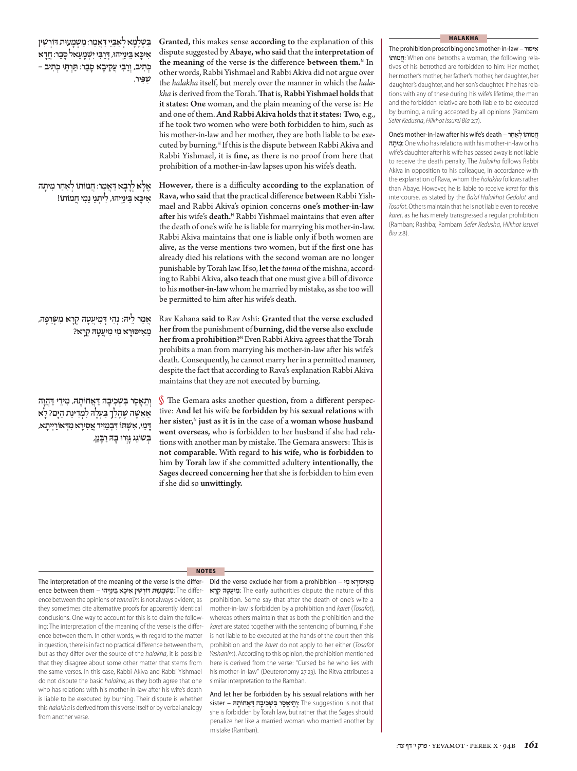בִּשְׁלָמָא לְאַבַּיֵי דַּאֲמַר: מַשְׁמָעוּת דּוֹרְשִׁין אִיכָּא בֵּינַיְיהוּ, דְּרַבִּי יִשְׁמָעֵאל סָבַר: חֲדָא כְּתִיב, וְרַבִּי עֲקִיבָא סָבַר: תַּרְתֵּי כְּתִיב – שַׁפִּיר.

**Granted,** this makes sense **according to** the explanation of this dispute suggested by **Abaye, who said** that the **interpretation of the meaning** of the verse **is** the difference **between them.**[N] In other words, Rabbi Yishmael and Rabbi Akiva did not argue over the *halakha* itself, but merely over the manner in which the *halakha* is derived from the Torah. **That** is, **Rabbi Yishmael holds** that **it states: One** woman, and the plain meaning of the verse is: He and one of them. **And Rabbi Akiva holds** that **it states: Two,** e.g., if he took two women who were both forbidden to him, such as his mother-in-law and her mother, they are both liable to be executed by burning.[H] If this is the dispute between Rabbi Akiva and Rabbi Yishmael, it is **fine,** as there is no proof from here that prohibition of a mother-in-law lapses upon his wife's death.

אֶלָּא לְרָבָא דַּאֲמַר: חֲמוֹתוֹ לְאַחַר מִיתָה אִיכָּא בֵּינַיְיהוּ, לִיתְנֵי נַמִי חֲמוֹתוֹ!

**However,** there is a difficulty **according to** the explanation of **Rava, who said** that **the** practical difference **between** Rabbi Yishmael and Rabbi Akiva's opinion concerns **one's mother-in-law after** his wife's **death.**[H] Rabbi Yishmael maintains that even after the death of one's wife he is liable for marrying his mother-in-law. Rabbi Akiva maintains that one is liable only if both women are alive, as the verse mentions two women, but if the first one has already died his relations with the second woman are no longer punishable by Torah law. If so, **let** the *tanna* of the mishna, according to Rabbi Akiva, **also teach** that one must give a bill of divorce to his **mother-in-law** whom he married by mistake, as she too will be permitted to him after his wife's death.

אֲמַר לֵיהּ: נְהִי דְּמִיעֲטָהּ קְרָא מִשְּׂרֵפָה, מֵאִיסּוּרָא מִי מִיעֲטָהּ קְרָא?

Rav Kahana **said to** Rav Ashi: **Granted** that **the verse excluded her from** the punishment of **burning, did the verse** also **exclude her from a prohibition?**[N] Even Rabbi Akiva agrees that the Torah prohibits a man from marrying his mother-in-law after his wife's death. Consequently, he cannot marry her in a permitted manner, despite the fact that according to Rava's explanation Rabbi Akiva maintains that they are not executed by burning.

וְתֵיאָסֵר בִּשְׁכִיבָה דַּאֲחוֹתָהּ, מִידֵּי דַּהֲוָה אַאִשָּׁה שֶׁהָלַךְ בַּעְלָהּ לִמְדִינַת הַיָּם? לָא דָּמֵי, אִשְׁתּוֹ דִּבְמֵזִיד אֲסִירָא מִדְּאוֹרָיְיתָא, בְּשׁוֹגֵג גְּזוּרוּ בָּהּ רַבָּנַן,

§ The Gemara asks another question, from a different perspective: **And let** his wife **be forbidden by** his **sexual relations** with **her sister,**[N] **just as it is in** the case of **a woman whose husband went overseas,** who is forbidden to her husband if she had relations with another man by mistake. The Gemara answers: This is **not comparable.** With regard to **his wife, who is forbidden** to him **by Torah** law if she committed adultery **intentionally, the Sages decreed concerning her** that she is forbidden to him even if she did so **unwittingly.**

## HALAKHA

**The prohibition proscribing one's mother-in-law – אִיסּוּר חֲמוֹתוֹ:** When one betroths a woman, the following relatives of his betrothed are forbidden to him: Her mother, her mother's mother, her father's mother, her daughter, her daughter's daughter, and her son's daughter. If he has relations with any of these during his wife's lifetime, the man and the forbidden relative are both liable to be executed by burning, a ruling accepted by all opinions (Rambam *Sefer Kedusha*, *Hilkhot Issurei Bia* 2:7).

**One's mother-in-law after his wife's death – חֲמוֹתוֹ לְאַחַר מִיתָה:** One who has relations with his mother-in-law or his wife's daughter after his wife has passed away is not liable to receive the death penalty. The *halakha* follows Rabbi Akiva in opposition to his colleague, in accordance with the explanation of Rava, whom the *halakha* follows rather than Abaye. However, he is liable to receive *karet* for this intercourse, as stated by the *Ba'al Halakhot Gedolot* and *Tosafot*. Others maintain that he is not liable even to receive *karet*, as he has merely transgressed a regular prohibition (Ramban; Rashba; Rambam *Sefer Kedusha*, *Hilkhot Issurei Bia* 2:8).

## NOTES

**The interpretation of the meaning of the verse is the difference between them – מַשְׁמָעוּת דּוֹרְשִׁין אִיכָּא בֵּינַיְיהוּ:** The difference between the opinions of *tanna'im* is not always evident, as they sometimes cite alternative proofs for apparently identical conclusions. One way to account for this is to claim the following: The interpretation of the meaning of the verse is the difference between them. In other words, with regard to the matter in question, there is in fact no practical difference between them, but as they differ over the source of the *halakha*, it is possible that they disagree about some other matter that stems from the same verses. In this case, Rabbi Akiva and Rabbi Yishmael do not dispute the basic *halakha*, as they both agree that one who has relations with his mother-in-law after his wife's death is liable to be executed by burning. Their dispute is whether this *halakha* is derived from this verse itself or by verbal analogy from another verse.

**Did the verse exclude her from a prohibition – מֵאִיסּוּרָא מִי מִיעֲטָהּ קְרָא:** The early authorities dispute the nature of this prohibition. Some say that after the death of one's wife a mother-in-law is forbidden by a prohibition and *karet* (*Tosafot*), whereas others maintain that as both the prohibition and the *karet* are stated together with the sentencing of burning, if she is not liable to be executed at the hands of the court then this prohibition and the *karet* do not apply to her either (*Tosafot Yeshanim*). According to this opinion, the prohibition mentioned here is derived from the verse: "Cursed be he who lies with his mother-in-law" (Deuteronomy 27:23). The Ritva attributes a similar interpretation to the Ramban.

**And let her be forbidden by his sexual relations with her sister – וְתֵיאָסֵר בִּשְׁכִיבָה דַּאֲחוֹתָהּ:** The suggestion is not that she is forbidden by Torah law, but rather that the Sages should penalize her like a married woman who married another by mistake (Ramban).